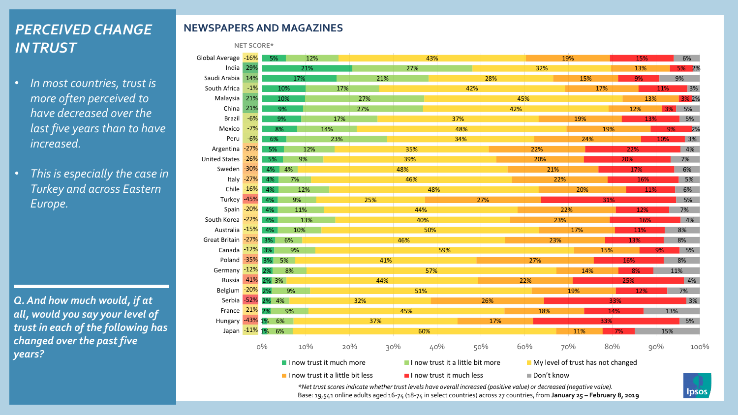# PERCEIVED CHANGE IN TRUST

- *In most countries, trust is more often perceived to have decreased over the last five years than to have increased.*
- *This is especially the case in Turkey and across Eastern Europe.*

***Q. And how much would, if at all, would you say your level of trust in each of the following has changed over the past five years?***

## NEWSPAPERS AND MAGAZINES

| Country | NET SCORE* | I now trust it much more | I now trust it a little bit more | My level of trust has not changed | I now trust it a little bit less | I now trust it much less | Don't know |
|---|---|---|---|---|---|---|---|
| Global Average | -16% | 5% | 12% | 43% | 19% | 15% | 6% |
| India | 29% | 21% | 27% | 32% | 13% | 5% | 2% |
| Saudi Arabia | 14% | 17% | 21% | 28% | 15% | 9% | 9% |
| South Africa | -1% | 10% | 17% | 42% | 17% | 11% | 3% |
| Malaysia | 21% | 10% | 27% | 45% | 13% | 3% | 2% |
| China | 21% | 9% | 27% | 42% | 12% | 3% | 5% |
| Brazil | -6% | 9% | 17% | 37% | 19% | 13% | 5% |
| Mexico | -7% | 8% | 14% | 48% | 19% | 9% | 2% |
| Peru | -6% | 6% | 23% | 34% | 24% | 10% | 3% |
| Argentina | -27% | 5% | 12% | 35% | 22% | 22% | 4% |
| United States | -26% | 5% | 9% | 39% | 20% | 20% | 7% |
| Sweden | -30% | 4% | 4% | 48% | 21% | 17% | 6% |
| Italy | -27% | 4% | 7% | 46% | 22% | 16% | 5% |
| Chile | -16% | 4% | 12% | 48% | 20% | 11% | 6% |
| Turkey | -45% | 4% | 9% | 25% | 27% | 31% | 5% |
| Spain | -20% | 4% | 11% | 44% | 22% | 12% | 7% |
| South Korea | -22% | 4% | 13% | 40% | 23% | 16% | 4% |
| Australia | -15% | 4% | 10% | 50% | 17% | 11% | 8% |
| Great Britain | -27% | 3% | 6% | 46% | 23% | 13% | 8% |
| Canada | -12% | 3% | 9% | 59% | 15% | 9% | 5% |
| Poland | -35% | 3% | 5% | 41% | 27% | 16% | 8% |
| Germany | -12% | 2% | 8% | 57% | 14% | 8% | 11% |
| Russia | -41% | 2% | 3% | 44% | 22% | 25% | 4% |
| Belgium | -20% | 2% | 9% | 51% | 19% | 12% | 7% |
| Serbia | -52% | 2% | 4% | 32% | 26% | 33% | 3% |
| France | -21% | 2% | 9% | 45% | 18% | 14% | 13% |
| Hungary | -43% | 1% | 6% | 37% | 17% | 33% | 5% |
| Japan | -11% | 1% | 6% | 60% | 11% | 7% | 15% |

*\*Net trust scores indicate whether trust levels have overall increased (positive value) or decreased (negative value).*

Base: 19,541 online adults aged 16-74 (18-74 in select countries) across 27 countries, from **January 25 – February 8, 2019**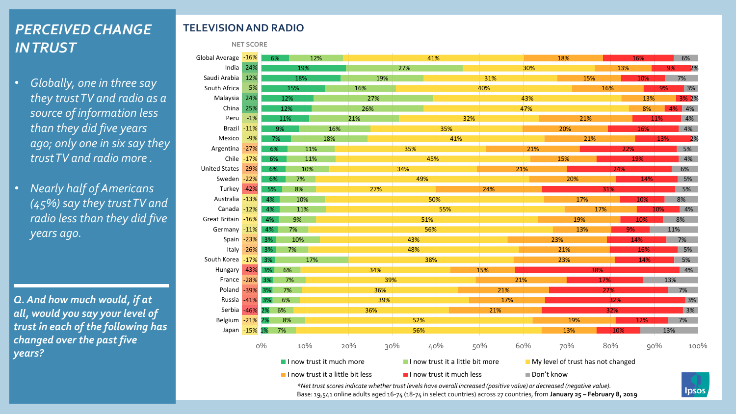# PERCEIVED CHANGE IN TRUST

- *Globally, one in three say they trust TV and radio as a source of information less than they did five years ago; only one in six say they trust TV and radio more .*
- *Nearly half of Americans (45%) say they trust TV and radio less than they did five years ago.*

***Q. And how much would, if at all, would you say your level of trust in each of the following has changed over the past five years?***

## TELEVISION AND RADIO

| Country | NET SCORE | I now trust it much more | I now trust it a little bit more | My level of trust has not changed | I now trust it a little bit less | I now trust it much less | Don't know |
|---|---|---|---|---|---|---|---|
| Global Average | -16% | 6% | 12% | 41% | 18% | 16% | 6% |
| India | 24% | 19% | 27% | 30% | 13% | 9% | 2% |
| Saudi Arabia | 12% | 18% | 19% | 31% | 15% | 10% | 7% |
| South Africa | 5% | 15% | 16% | 40% | 16% | 9% | 3% |
| Malaysia | 24% | 12% | 27% | 43% | 13% | 3% | 2% |
| China | 25% | 12% | 26% | 47% | 8% | 4% | 4% |
| Peru | -1% | 11% | 21% | 32% | 21% | 11% | 4% |
| Brazil | -11% | 9% | 16% | 35% | 20% | 16% | 4% |
| Mexico | -9% | 7% | 18% | 41% | 21% | 13% | 2% |
| Argentina | -27% | 6% | 11% | 35% | 21% | 22% | 5% |
| Chile | -17% | 6% | 11% | 45% | 15% | 19% | 4% |
| United States | -29% | 6% | 10% | 34% | 21% | 24% | 6% |
| Sweden | -22% | 6% | 7% | 49% | 20% | 14% | 5% |
| Turkey | -42% | 5% | 8% | 27% | 24% | 31% | 5% |
| Australia | -13% | 4% | 10% | 50% | 17% | 10% | 8% |
| Canada | -12% | 4% | 11% | 55% | 17% | 10% | 4% |
| Great Britain | -16% | 4% | 9% | 51% | 19% | 10% | 8% |
| Germany | -11% | 4% | 7% | 56% | 13% | 9% | 11% |
| Spain | -23% | 3% | 10% | 43% | 23% | 14% | 7% |
| Italy | -26% | 3% | 7% | 48% | 21% | 16% | 5% |
| South Korea | -17% | 3% | 17% | 38% | 23% | 14% | 5% |
| Hungary | -43% | 3% | 6% | 34% | 15% | 38% | 4% |
| France | -28% | 3% | 7% | 39% | 21% | 17% | 13% |
| Poland | -39% | 3% | 7% | 36% | 21% | 27% | 7% |
| Russia | -41% | 3% | 6% | 39% | 17% | 32% | 3% |
| Serbia | -46% | 2% | 6% | 36% | 21% | 32% | 3% |
| Belgium | -21% | 2% | 8% | 52% | 19% | 12% | 7% |
| Japan | -15% | 1% | 7% | 56% | 13% | 10% | 13% |

*\*Net trust scores indicate whether trust levels have overall increased (positive value) or decreased (negative value).*

Base: 19,541 online adults aged 16-74 (18-74 in select countries) across 27 countries, from **January 25 – February 8, 2019**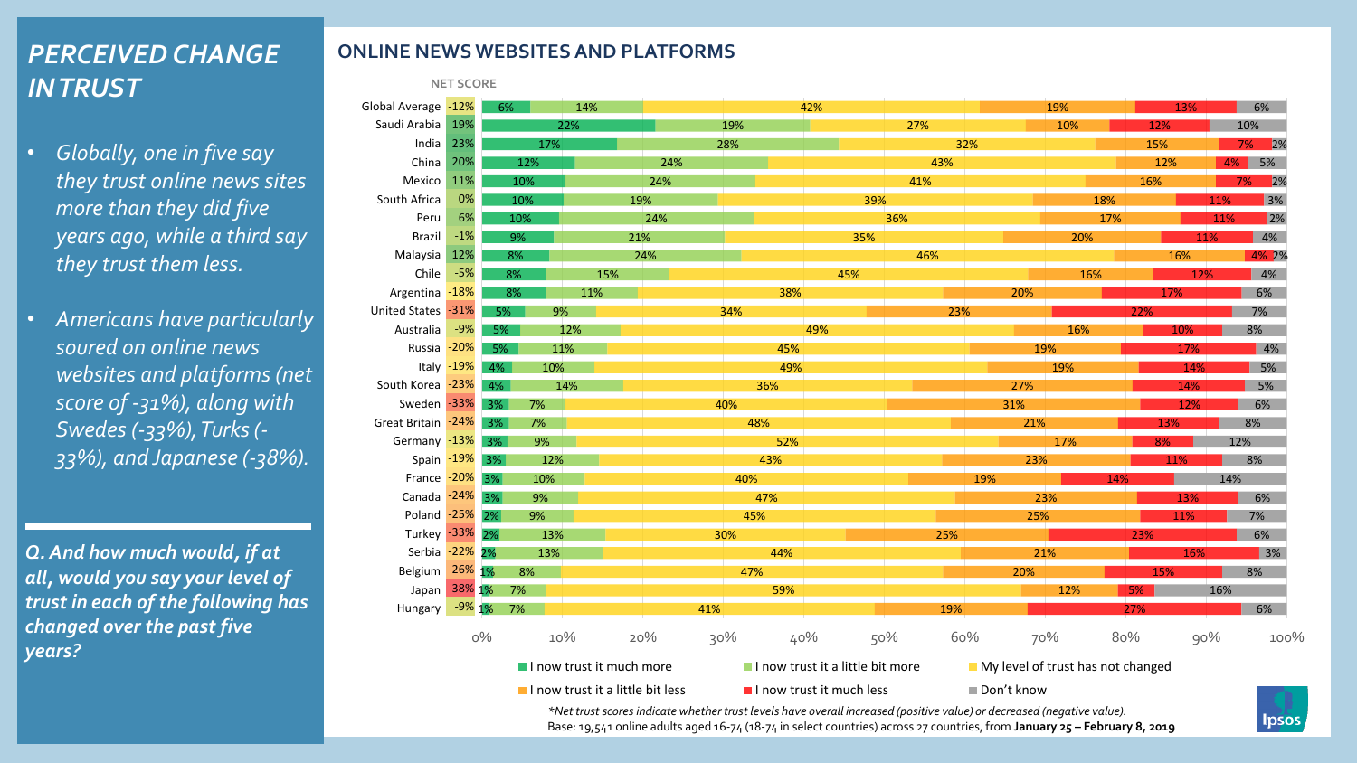## PERCEIVED CHANGE IN TRUST

- *Globally, one in five say they trust online news sites more than they did five years ago, while a third say they trust them less.*
- *Americans have particularly soured on online news websites and platforms (net score of -31%), along with Swedes (-33%), Turks (-33%), and Japanese (-38%).*

***Q. And how much would, if at all, would you say your level of trust in each of the following has changed over the past five years?***

### ONLINE NEWS WEBSITES AND PLATFORMS

NET SCORE

Global Average -12% 6% 14% 42% 19% 13% 6%
Saudi Arabia 19% 22% 19% 27% 10% 12% 10%
India 23% 17% 28% 32% 15% 7% 2%
China 20% 12% 24% 43% 12% 4% 5%
Mexico 11% 10% 24% 41% 16% 7% 2%
South Africa 0% 10% 19% 39% 18% 11% 3%
Peru 6% 10% 24% 36% 17% 11% 2%
Brazil -1% 9% 21% 35% 20% 11% 4%
Malaysia 12% 8% 24% 46% 16% 4% 2%
Chile -5% 8% 15% 45% 16% 12% 4%
Argentina -18% 8% 11% 38% 20% 17% 6%
United States -31% 5% 9% 34% 23% 22% 7%
Australia -9% 5% 12% 49% 16% 10% 8%
Russia -20% 5% 11% 45% 19% 17% 4%
Italy -19% 4% 10% 49% 19% 14% 5%
South Korea -23% 4% 14% 36% 27% 14% 5%
Sweden -33% 3% 7% 40% 31% 12% 6%
Great Britain -24% 3% 7% 48% 21% 13% 8%
Germany -13% 3% 9% 52% 17% 8% 12%
Spain -19% 3% 12% 43% 23% 11% 8%
France -20% 3% 10% 40% 19% 14% 14%
Canada -24% 3% 9% 47% 23% 13% 6%
Poland -25% 2% 9% 45% 25% 11% 7%
Turkey -33% 2% 13% 30% 25% 23% 6%
Serbia -22% 2% 13% 44% 21% 16% 3%
Belgium -26% 1% 8% 47% 20% 15% 8%
Japan -38% 1% 7% 59% 12% 5% 16%
Hungary -9% 1% 7% 41% 19% 27% 6%

0% 10% 20% 30% 40% 50% 60% 70% 80% 90% 100%

I now trust it much more
I now trust it a little bit more
My level of trust has not changed
I now trust it a little bit less
I now trust it much less
Don't know

*\*Net trust scores indicate whether trust levels have overall increased (positive value) or decreased (negative value).*

Base: 19,541 online adults aged 16-74 (18-74 in select countries) across 27 countries, from **January 25 – February 8, 2019**

Ipsos